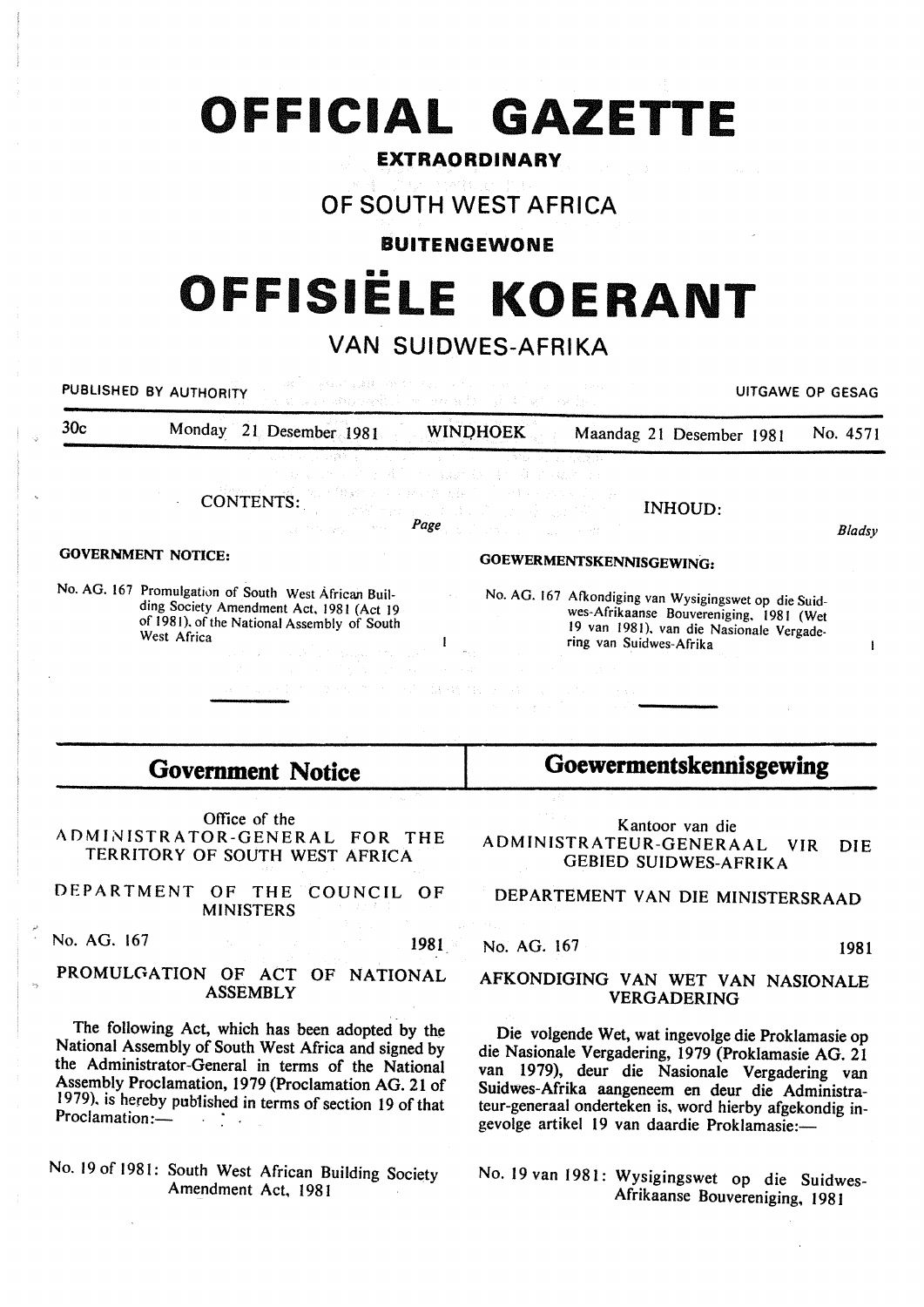# OFFICIAL GAZETTE

**EXTRAORDINARY**

## OF SOUTH WEST AFRICA

**BUITENGEWONE**

# OFFISIËLE KOERANT

## VAN SUIDWES-AFRIKA

PUBLISHED BY AUTHORITY — UITGAWE OP GESAG

30c — Monday 21 Desember 1981 — WINDHOEK — Maandag 21 Desember 1981 — No. 4571

CONTENTS: *Page*

**GOVERNMENT NOTICE:**

No. AG. 167 Promulgation of South West African Building Society Amendment Act, 1981 (Act 19 of 1981), of the National Assembly of South West Africa — 1

INHOUD: *Bladsy*

**GOEWERMENTSKENNISGEWING:**

No. AG. 167 Afkondiging van Wysigingswet op die Suidwes-Afrikaanse Bouvereniging, 1981 (Wet 19 van 1981), van die Nasionale Vergadering van Suidwes-Afrika — 1

## Government Notice

Office of the
ADMINISTRATOR-GENERAL FOR THE TERRITORY OF SOUTH WEST AFRICA

DEPARTMENT OF THE COUNCIL OF MINISTERS

No. AG. 167 — 1981

PROMULGATION OF ACT OF NATIONAL ASSEMBLY

The following Act, which has been adopted by the National Assembly of South West Africa and signed by the Administrator-General in terms of the National Assembly Proclamation, 1979 (Proclamation AG. 21 of 1979), is hereby published in terms of section 19 of that Proclamation:—

No. 19 of 1981: South West African Building Society Amendment Act, 1981

## Goewermentskennisgewing

Kantoor van die
ADMINISTRATEUR-GENERAAL VIR DIE GEBIED SUIDWES-AFRIKA

DEPARTEMENT VAN DIE MINISTERSRAAD

No. AG. 167 — 1981

AFKONDIGING VAN WET VAN NASIONALE VERGADERING

Die volgende Wet, wat ingevolge die Proklamasie op die Nasionale Vergadering, 1979 (Proklamasie AG. 21 van 1979), deur die Nasionale Vergadering van Suidwes-Afrika aangeneem en deur die Administrateur-generaal onderteken is, word hierby afgekondig ingevolge artikel 19 van daardie Proklamasie:—

No. 19 van 1981: Wysigingswet op die Suidwes-Afrikaanse Bouvereniging, 1981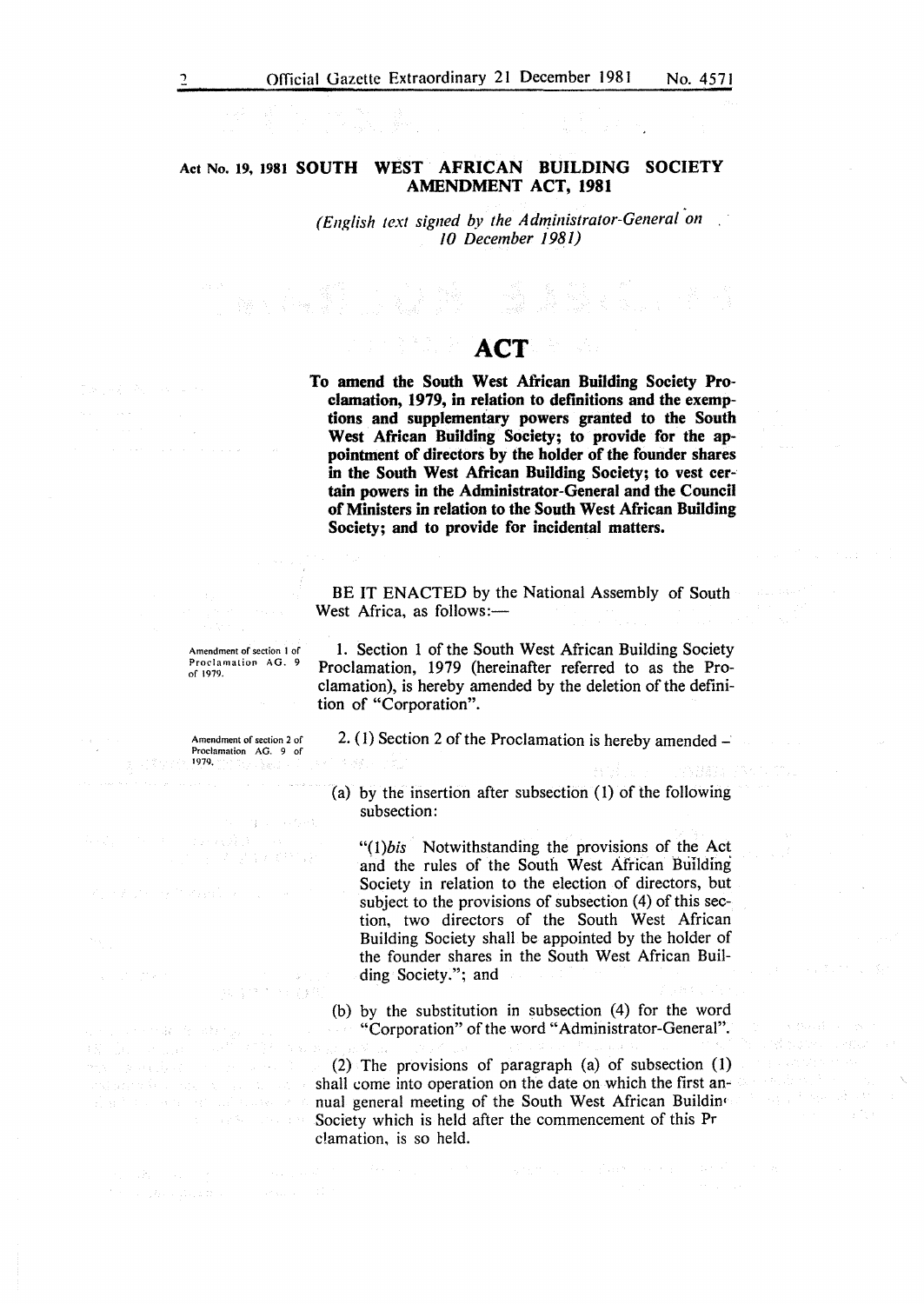**Act No. 19, 1981 SOUTH WEST AFRICAN BUILDING SOCIETY AMENDMENT ACT, 1981**

*(English text signed by the Administrator-General on 10 December 1981)*

# ACT

**To amend the South West African Building Society Proclamation, 1979, in relation to definitions and the exemptions and supplementary powers granted to the South West African Building Society; to provide for the appointment of directors by the holder of the founder shares in the South West African Building Society; to vest certain powers in the Administrator-General and the Council of Ministers in relation to the South West African Building Society; and to provide for incidental matters.**

BE IT ENACTED by the National Assembly of South West Africa, as follows:—

*Amendment of section 1 of Proclamation AG. 9 of 1979.*

1. Section 1 of the South West African Building Society Proclamation, 1979 (hereinafter referred to as the Proclamation), is hereby amended by the deletion of the definition of "Corporation".

*Amendment of section 2 of Proclamation AG. 9 of 1979.*

2. (1) Section 2 of the Proclamation is hereby amended –

(a) by the insertion after subsection (1) of the following subsection:

"(1)*bis* Notwithstanding the provisions of the Act and the rules of the South West African Building Society in relation to the election of directors, but subject to the provisions of subsection (4) of this section, two directors of the South West African Building Society shall be appointed by the holder of the founder shares in the South West African Building Society."; and

(b) by the substitution in subsection (4) for the word "Corporation" of the word "Administrator-General".

(2) The provisions of paragraph (a) of subsection (1) shall come into operation on the date on which the first annual general meeting of the South West African Building Society which is held after the commencement of this Proclamation, is so held.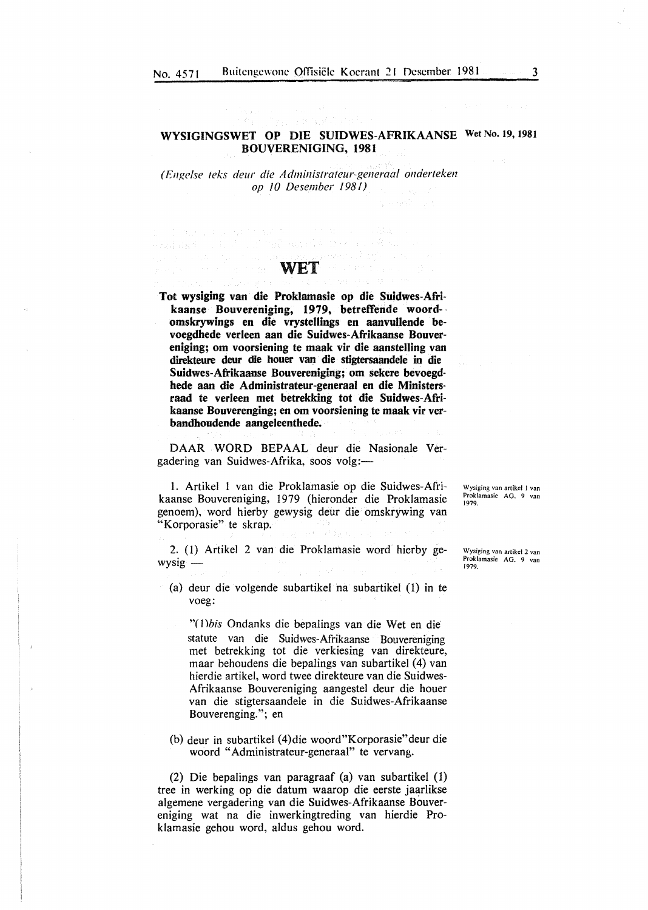## WYSIGINGSWET OP DIE SUIDWES-AFRIKAANSE BOUVERENIGING, 1981

Wet No. 19, 1981

*(Engelse teks deur die Administrateur-generaal onderteken op 10 Desember 1981)*

# WET

**Tot wysiging van die Proklamasie op die Suidwes-Afrikaanse Bouvereniging, 1979, betreffende woordomskrywings en die vrystellings en aanvullende bevoegdhede verleen aan die Suidwes-Afrikaanse Bouvereniging; om voorsiening te maak vir die aanstelling van direkteure deur die houer van die stigtersaandele in die Suidwes-Afrikaanse Bouvereniging; om sekere bevoegdhede aan die Administrateur-generaal en die Ministersraad te verleen met betrekking tot die Suidwes-Afrikaanse Bouverenging; en om voorsiening te maak vir verbandhoudende aangeleenthede.**

DAAR WORD BEPAAL deur die Nasionale Vergadering van Suidwes-Afrika, soos volg:—

*Wysiging van artikel 1 van Proklamasie AG. 9 van 1979.*

1. Artikel 1 van die Proklamasie op die Suidwes-Afrikaanse Bouvereniging, 1979 (hieronder die Proklamasie genoem), word hierby gewysig deur die omskrywing van "Korporasie" te skrap.

*Wysiging van artikel 2 van Proklamasie AG. 9 van 1979.*

2. (1) Artikel 2 van die Proklamasie word hierby gewysig —

(a) deur die volgende subartikel na subartikel (1) in te voeg:

"(1)*bis* Ondanks die bepalings van die Wet en die statute van die Suidwes-Afrikaanse Bouvereniging met betrekking tot die verkiesing van direkteure, maar behoudens die bepalings van subartikel (4) van hierdie artikel, word twee direkteure van die Suidwes-Afrikaanse Bouvereniging aangestel deur die houer van die stigtersaandele in die Suidwes-Afrikaanse Bouverenging."; en

(b) deur in subartikel (4)die woord"Korporasie"deur die woord "Administrateur-generaal" te vervang.

(2) Die bepalings van paragraaf (a) van subartikel (1) tree in werking op die datum waarop die eerste jaarlikse algemene vergadering van die Suidwes-Afrikaanse Bouvereniging wat na die inwerkingtreding van hierdie Proklamasie gehou word, aldus gehou word.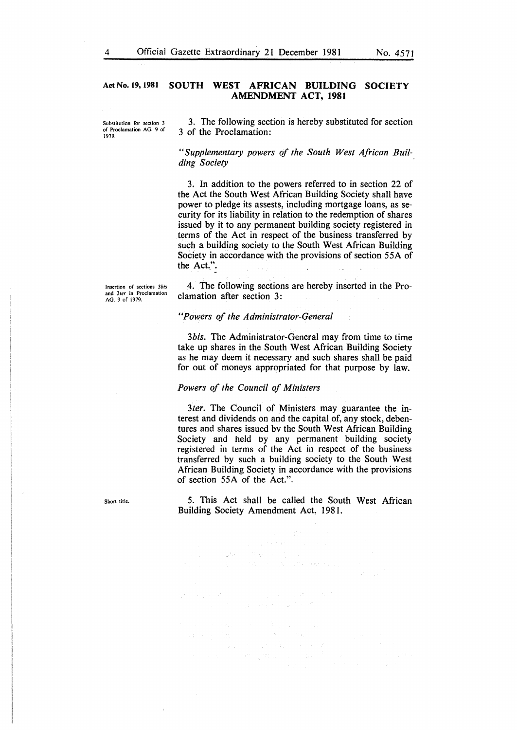## Act No. 19, 1981 SOUTH WEST AFRICAN BUILDING SOCIETY AMENDMENT ACT, 1981

*Substitution for section 3 of Proclamation AG. 9 of 1979.*

3. The following section is hereby substituted for section 3 of the Proclamation:

"*Supplementary powers of the South West African Building Society*

3. In addition to the powers referred to in section 22 of the Act the South West African Building Society shall have power to pledge its assests, including mortgage loans, as security for its liability in relation to the redemption of shares issued by it to any permanent building society registered in terms of the Act in respect of the business transferred by such a building society to the South West African Building Society in accordance with the provisions of section 55A of the Act.".

*Insertion of sections 3bis and 3ter in Proclamation AG. 9 of 1979.*

4. The following sections are hereby inserted in the Proclamation after section 3:

"*Powers of the Administrator-General*

3*bis*. The Administrator-General may from time to time take up shares in the South West African Building Society as he may deem it necessary and such shares shall be paid for out of moneys appropriated for that purpose by law.

*Powers of the Council of Ministers*

3*ter*. The Council of Ministers may guarantee the interest and dividends on and the capital of, any stock, debentures and shares issued bv the South West African Building Society and held by any permanent building society registered in terms of the Act in respect of the business transferred by such a building society to the South West African Building Society in accordance with the provisions of section 55A of the Act.".

*Short title.*

5. This Act shall be called the South West African Building Society Amendment Act, 1981.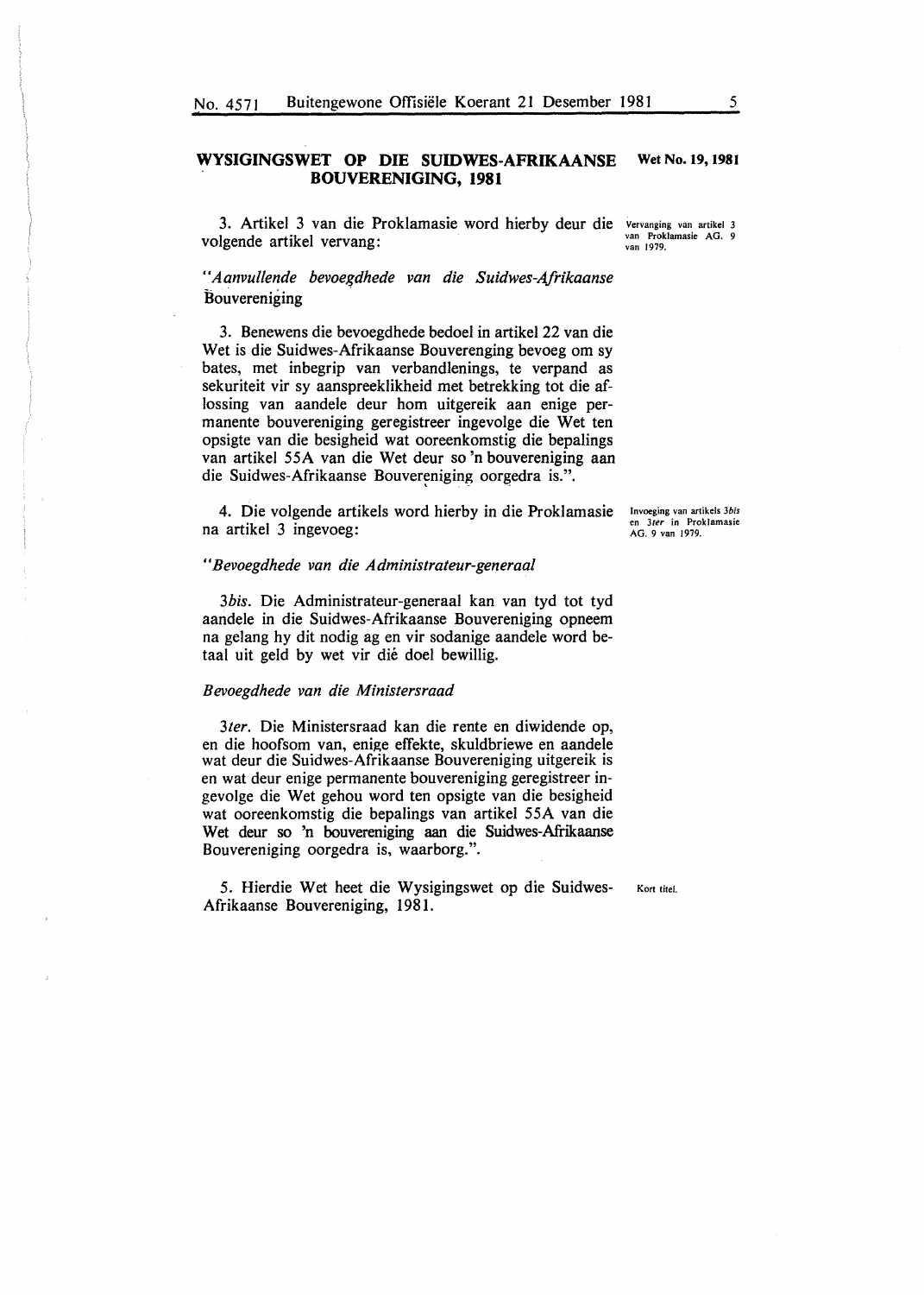## WYSIGINGSWET OP DIE SUIDWES-AFRIKAANSE BOUVERENIGING, 1981

**Wet No. 19, 1981**

3. Artikel 3 van die Proklamasie word hierby deur die volgende artikel vervang:

Vervanging van artikel 3 van Proklamasie AG. 9 van 1979.

"*Aanvullende bevoegdhede van die Suidwes-Afrikaanse* Bouvereniging

3. Benewens die bevoegdhede bedoel in artikel 22 van die Wet is die Suidwes-Afrikaanse Bouverenging bevoeg om sy bates, met inbegrip van verbandlenings, te verpand as sekuriteit vir sy aanspreeklikheid met betrekking tot die aflossing van aandele deur hom uitgereik aan enige permanente bouvereniging geregistreer ingevolge die Wet ten opsigte van die besigheid wat ooreenkomstig die bepalings van artikel 55A van die Wet deur so 'n bouvereniging aan die Suidwes-Afrikaanse Bouvereniging oorgedra is.".

4. Die volgende artikels word hierby in die Proklamasie na artikel 3 ingevoeg:

Invoeging van artikels *3bis* en *3ter* in Proklamasie AG. 9 van 1979.

"*Bevoegdhede van die Administrateur-generaal*

*3bis*. Die Administrateur-generaal kan van tyd tot tyd aandele in die Suidwes-Afrikaanse Bouvereniging opneem na gelang hy dit nodig ag en vir sodanige aandele word betaal uit geld by wet vir dié doel bewillig.

*Bevoegdhede van die Ministersraad*

*3ter*. Die Ministersraad kan die rente en diwidende op, en die hoofsom van, enige effekte, skuldbriewe en aandele wat deur die Suidwes-Afrikaanse Bouvereniging uitgereik is en wat deur enige permanente bouvereniging geregistreer ingevolge die Wet gehou word ten opsigte van die besigheid wat ooreenkomstig die bepalings van artikel 55A van die Wet deur so 'n bouvereniging aan die Suidwes-Afrikaanse Bouvereniging oorgedra is, waarborg.".

5. Hierdie Wet heet die Wysigingswet op die Suidwes-Afrikaanse Bouvereniging, 1981.

Kort titel.